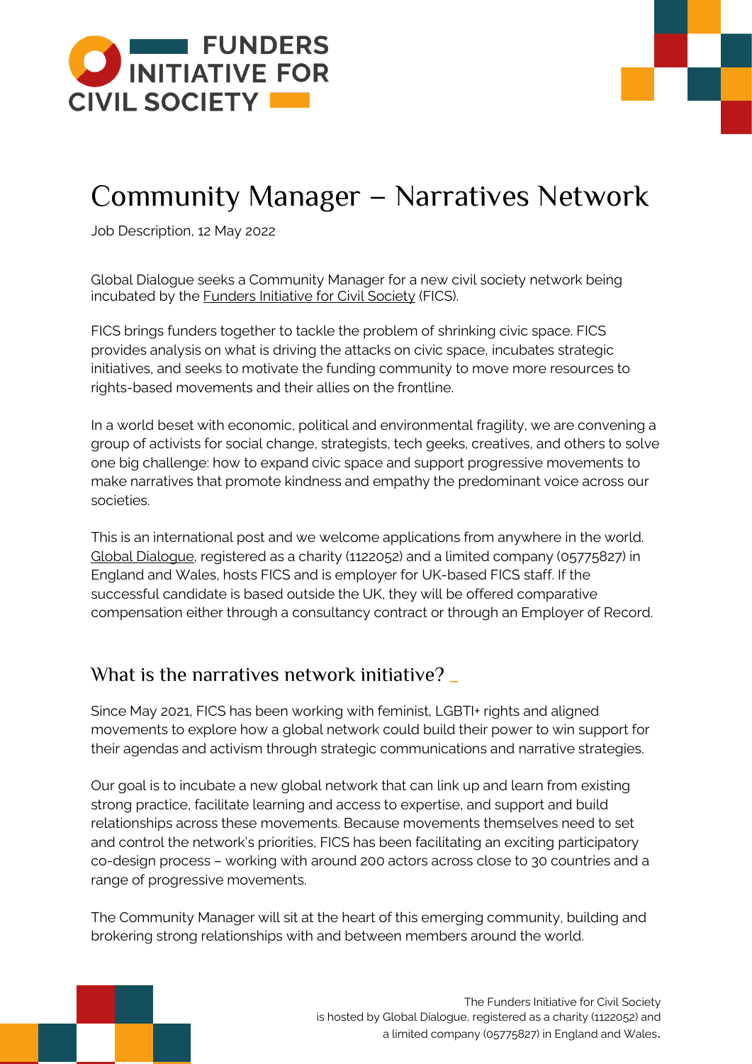# Community Manager – Narratives Network

Job Description, 12 May 2022

Global Dialogue seeks a Community Manager for a new civil society network being incubated by the Funders Initiative for Civil Society (FICS).

FICS brings funders together to tackle the problem of shrinking civic space. FICS provides analysis on what is driving the attacks on civic space, incubates strategic initiatives, and seeks to motivate the funding community to move more resources to rights-based movements and their allies on the frontline.

In a world beset with economic, political and environmental fragility, we are convening a group of activists for social change, strategists, tech geeks, creatives, and others to solve one big challenge: how to expand civic space and support progressive movements to make narratives that promote kindness and empathy the predominant voice across our societies.

This is an international post and we welcome applications from anywhere in the world. Global Dialogue, registered as a charity (1122052) and a limited company (05775827) in England and Wales, hosts FICS and is employer for UK-based FICS staff. If the successful candidate is based outside the UK, they will be offered comparative compensation either through a consultancy contract or through an Employer of Record.

## What is the narratives network initiative?

Since May 2021, FICS has been working with feminist, LGBTI+ rights and aligned movements to explore how a global network could build their power to win support for their agendas and activism through strategic communications and narrative strategies.

Our goal is to incubate a new global network that can link up and learn from existing strong practice, facilitate learning and access to expertise, and support and build relationships across these movements. Because movements themselves need to set and control the network's priorities, FICS has been facilitating an exciting participatory co-design process – working with around 200 actors across close to 30 countries and a range of progressive movements.

The Community Manager will sit at the heart of this emerging community, building and brokering strong relationships with and between members around the world.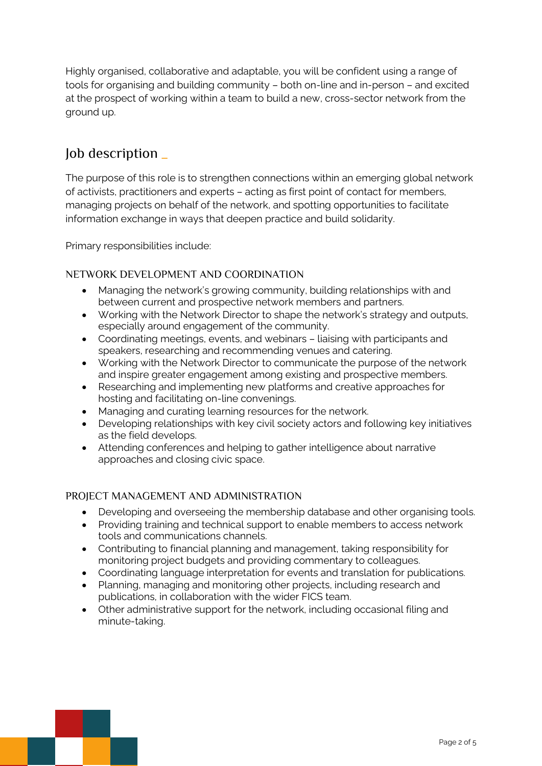Highly organised, collaborative and adaptable, you will be confident using a range of tools for organising and building community – both on-line and in-person – and excited at the prospect of working within a team to build a new, cross-sector network from the ground up.

## Job description _

The purpose of this role is to strengthen connections within an emerging global network of activists, practitioners and experts – acting as first point of contact for members, managing projects on behalf of the network, and spotting opportunities to facilitate information exchange in ways that deepen practice and build solidarity.

Primary responsibilities include:

### NETWORK DEVELOPMENT AND COORDINATION

- Managing the network's growing community, building relationships with and between current and prospective network members and partners.
- Working with the Network Director to shape the network's strategy and outputs, especially around engagement of the community.
- Coordinating meetings, events, and webinars – liaising with participants and speakers, researching and recommending venues and catering.
- Working with the Network Director to communicate the purpose of the network and inspire greater engagement among existing and prospective members.
- Researching and implementing new platforms and creative approaches for hosting and facilitating on-line convenings.
- Managing and curating learning resources for the network.
- Developing relationships with key civil society actors and following key initiatives as the field develops.
- Attending conferences and helping to gather intelligence about narrative approaches and closing civic space.

### PROJECT MANAGEMENT AND ADMINISTRATION

- Developing and overseeing the membership database and other organising tools.
- Providing training and technical support to enable members to access network tools and communications channels.
- Contributing to financial planning and management, taking responsibility for monitoring project budgets and providing commentary to colleagues.
- Coordinating language interpretation for events and translation for publications.
- Planning, managing and monitoring other projects, including research and publications, in collaboration with the wider FICS team.
- Other administrative support for the network, including occasional filing and minute-taking.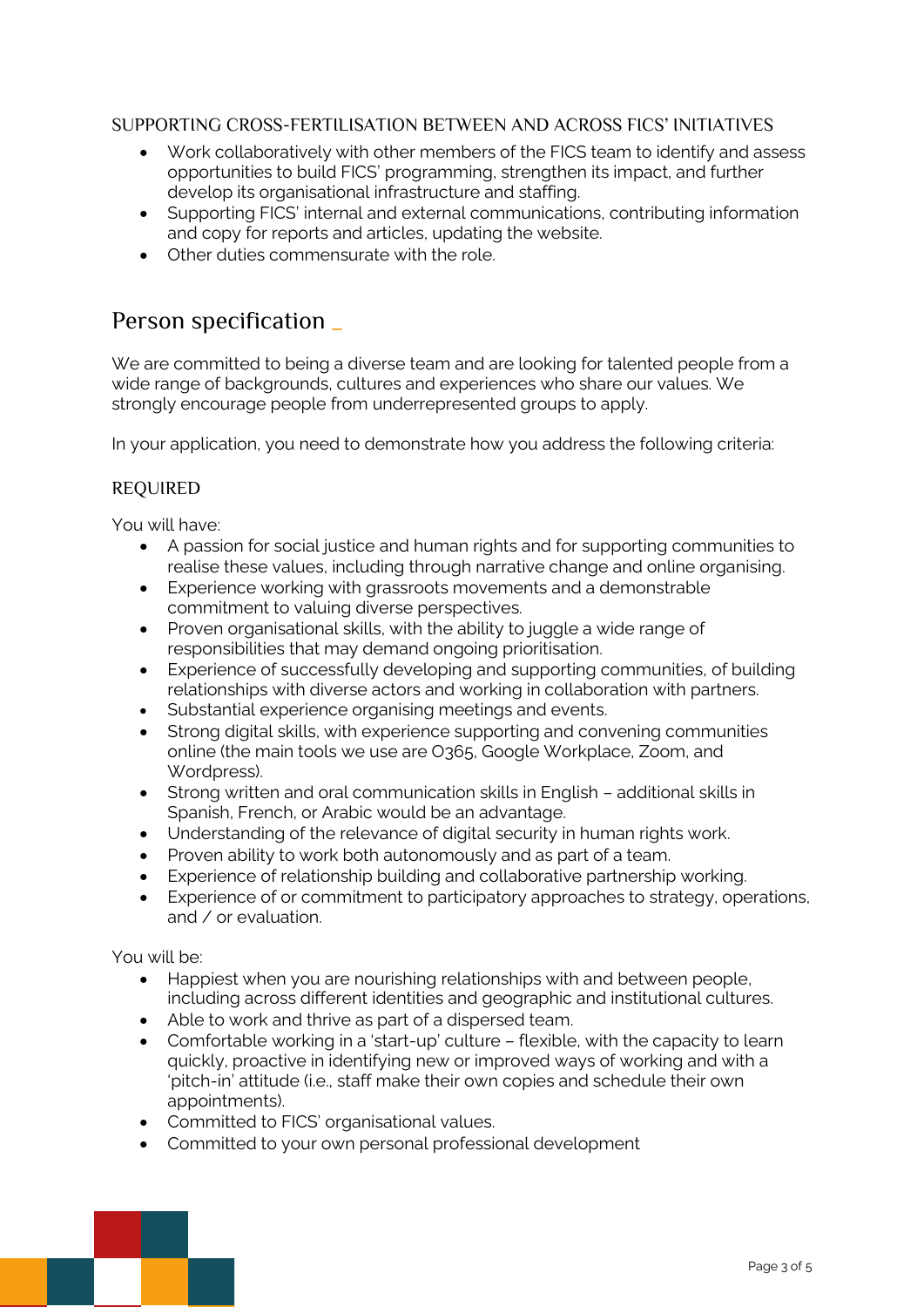### SUPPORTING CROSS-FERTILISATION BETWEEN AND ACROSS FICS' INITIATIVES

- Work collaboratively with other members of the FICS team to identify and assess opportunities to build FICS' programming, strengthen its impact, and further develop its organisational infrastructure and staffing.
- Supporting FICS' internal and external communications, contributing information and copy for reports and articles, updating the website.
- Other duties commensurate with the role.

## Person specification _

We are committed to being a diverse team and are looking for talented people from a wide range of backgrounds, cultures and experiences who share our values. We strongly encourage people from underrepresented groups to apply.

In your application, you need to demonstrate how you address the following criteria:

### REQUIRED

You will have:

- A passion for social justice and human rights and for supporting communities to realise these values, including through narrative change and online organising.
- Experience working with grassroots movements and a demonstrable commitment to valuing diverse perspectives.
- Proven organisational skills, with the ability to juggle a wide range of responsibilities that may demand ongoing prioritisation.
- Experience of successfully developing and supporting communities, of building relationships with diverse actors and working in collaboration with partners.
- Substantial experience organising meetings and events.
- Strong digital skills, with experience supporting and convening communities online (the main tools we use are O365, Google Workplace, Zoom, and Wordpress).
- Strong written and oral communication skills in English – additional skills in Spanish, French, or Arabic would be an advantage.
- Understanding of the relevance of digital security in human rights work.
- Proven ability to work both autonomously and as part of a team.
- Experience of relationship building and collaborative partnership working.
- Experience of or commitment to participatory approaches to strategy, operations, and / or evaluation.

You will be:

- Happiest when you are nourishing relationships with and between people, including across different identities and geographic and institutional cultures.
- Able to work and thrive as part of a dispersed team.
- Comfortable working in a 'start-up' culture – flexible, with the capacity to learn quickly, proactive in identifying new or improved ways of working and with a 'pitch-in' attitude (i.e., staff make their own copies and schedule their own appointments).
- Committed to FICS' organisational values.
- Committed to your own personal professional development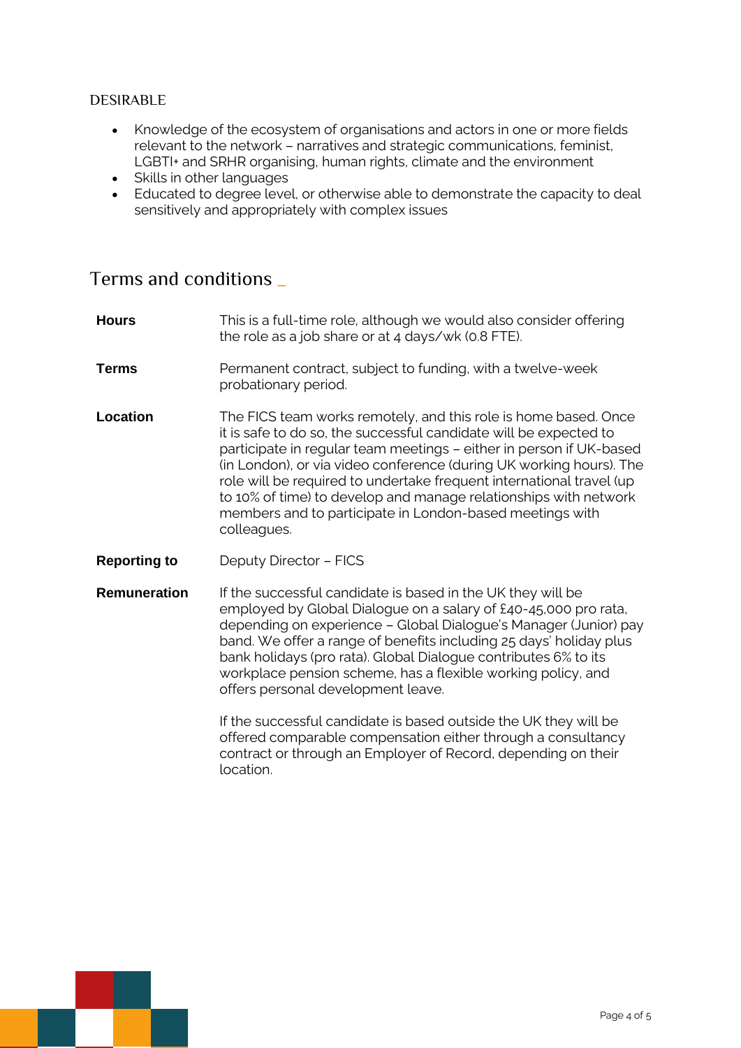### DESIRABLE

- Knowledge of the ecosystem of organisations and actors in one or more fields relevant to the network – narratives and strategic communications, feminist, LGBTI+ and SRHR organising, human rights, climate and the environment
- Skills in other languages
- Educated to degree level, or otherwise able to demonstrate the capacity to deal sensitively and appropriately with complex issues

## Terms and conditions _

| | |
|---|---|
| **Hours** | This is a full-time role, although we would also consider offering the role as a job share or at 4 days/wk (0.8 FTE). |
| **Terms** | Permanent contract, subject to funding, with a twelve-week probationary period. |
| **Location** | The FICS team works remotely, and this role is home based. Once it is safe to do so, the successful candidate will be expected to participate in regular team meetings – either in person if UK-based (in London), or via video conference (during UK working hours). The role will be required to undertake frequent international travel (up to 10% of time) to develop and manage relationships with network members and to participate in London-based meetings with colleagues. |
| **Reporting to** | Deputy Director – FICS |
| **Remuneration** | If the successful candidate is based in the UK they will be employed by Global Dialogue on a salary of £40-45,000 pro rata, depending on experience – Global Dialogue's Manager (Junior) pay band. We offer a range of benefits including 25 days' holiday plus bank holidays (pro rata). Global Dialogue contributes 6% to its workplace pension scheme, has a flexible working policy, and offers personal development leave.<br><br>If the successful candidate is based outside the UK they will be offered comparable compensation either through a consultancy contract or through an Employer of Record, depending on their location. |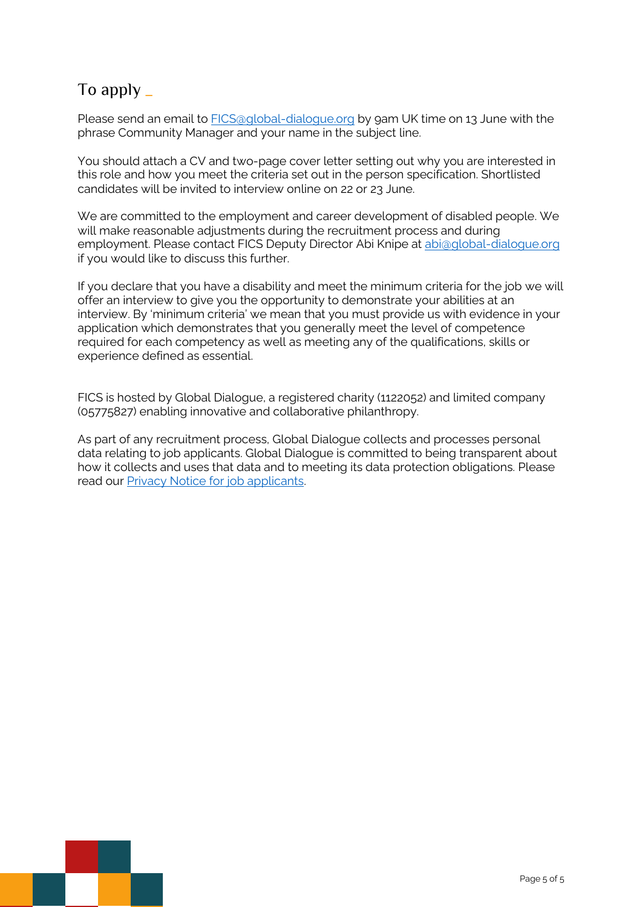## To apply

Please send an email to [FICS@global-dialogue.org](mailto:FICS@global-dialogue.org) by 9am UK time on 13 June with the phrase Community Manager and your name in the subject line.

You should attach a CV and two-page cover letter setting out why you are interested in this role and how you meet the criteria set out in the person specification. Shortlisted candidates will be invited to interview online on 22 or 23 June.

We are committed to the employment and career development of disabled people. We will make reasonable adjustments during the recruitment process and during employment. Please contact FICS Deputy Director Abi Knipe at [abi@global-dialogue.org](mailto:abi@global-dialogue.org) if you would like to discuss this further.

If you declare that you have a disability and meet the minimum criteria for the job we will offer an interview to give you the opportunity to demonstrate your abilities at an interview. By 'minimum criteria' we mean that you must provide us with evidence in your application which demonstrates that you generally meet the level of competence required for each competency as well as meeting any of the qualifications, skills or experience defined as essential.

FICS is hosted by Global Dialogue, a registered charity (1122052) and limited company (05775827) enabling innovative and collaborative philanthropy.

As part of any recruitment process, Global Dialogue collects and processes personal data relating to job applicants. Global Dialogue is committed to being transparent about how it collects and uses that data and to meeting its data protection obligations. Please read our Privacy Notice for job applicants.